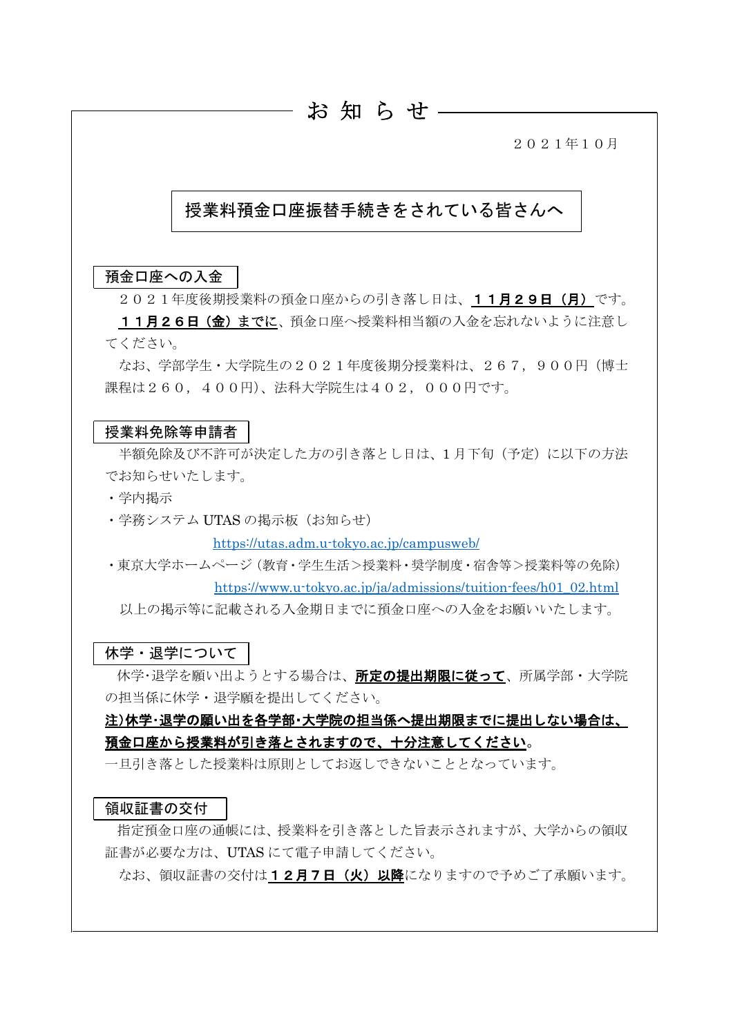# お 知 ら せ

２０２１年１０月

## 授業料預金口座振替手続きをされている皆さんへ

### 預金口座への入金

２０２１年度後期授業料の預金口座からの引き落し日は、**１１月２９日（月）**です。

**１１月２６日（金）までに**、預金口座へ授業料相当額の入金を忘れないように注意してください。

なお、学部学生・大学院生の２０２１年度後期分授業料は、２６７，９００円（博士課程は２６０，４００円）、法科大学院生は４０２，０００円です。

### 授業料免除等申請者

半額免除及び不許可が決定した方の引き落とし日は、1月下旬（予定）に以下の方法でお知らせいたします。

・学内掲示

・学務システム UTAS の掲示板（お知らせ）
https://utas.adm.u-tokyo.ac.jp/campusweb/

・東京大学ホームページ（教育・学生生活＞授業料・奨学制度・宿舎等＞授業料等の免除）
https://www.u-tokyo.ac.jp/ja/admissions/tuition-fees/h01_02.html

以上の掲示等に記載される入金期日までに預金口座への入金をお願いいたします。

### 休学・退学について

休学･退学を願い出ようとする場合は、**所定の提出期限に従って**、所属学部・大学院の担当係に休学・退学願を提出してください。

**注）休学･退学の願い出を各学部･大学院の担当係へ提出期限までに提出しない場合は、預金口座から授業料が引き落とされますので、十分注意してください。**

一旦引き落とした授業料は原則としてお返しできないこととなっています。

### 領収証書の交付

指定預金口座の通帳には、授業料を引き落とした旨表示されますが、大学からの領収証書が必要な方は、UTAS にて電子申請してください。

なお、領収証書の交付は**１２月７日（火）以降**になりますので予めご了承願います。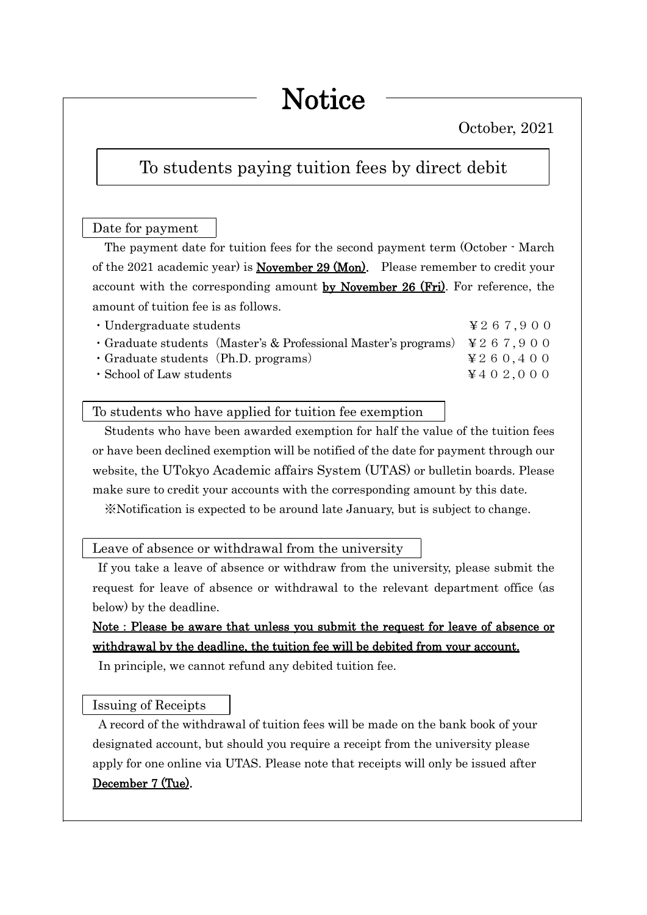# Notice

October, 2021

## To students paying tuition fees by direct debit

### Date for payment

The payment date for tuition fees for the second payment term (October - March of the 2021 academic year) is **November 29 (Mon).** Please remember to credit your account with the corresponding amount **by November 26 (Fri)**. For reference, the amount of tuition fee is as follows.

| | |
|---|---|
| ・Undergraduate students | ￥２６７,９００ |
| ・Graduate students（Master's & Professional Master's programs） | ￥２６７,９００ |
| ・Graduate students（Ph.D. programs） | ￥２６０,４００ |
| ・School of Law students | ￥４０２,０００ |

### To students who have applied for tuition fee exemption

Students who have been awarded exemption for half the value of the tuition fees or have been declined exemption will be notified of the date for payment through our website, the UTokyo Academic affairs System (UTAS) or bulletin boards. Please make sure to credit your accounts with the corresponding amount by this date.

※Notification is expected to be around late January, but is subject to change.

### Leave of absence or withdrawal from the university

If you take a leave of absence or withdraw from the university, please submit the request for leave of absence or withdrawal to the relevant department office (as below) by the deadline.

**Note : Please be aware that unless you submit the request for leave of absence or withdrawal by the deadline, the tuition fee will be debited from your account.**

In principle, we cannot refund any debited tuition fee.

### Issuing of Receipts

A record of the withdrawal of tuition fees will be made on the bank book of your designated account, but should you require a receipt from the university please apply for one online via UTAS. Please note that receipts will only be issued after **December 7 (Tue).**